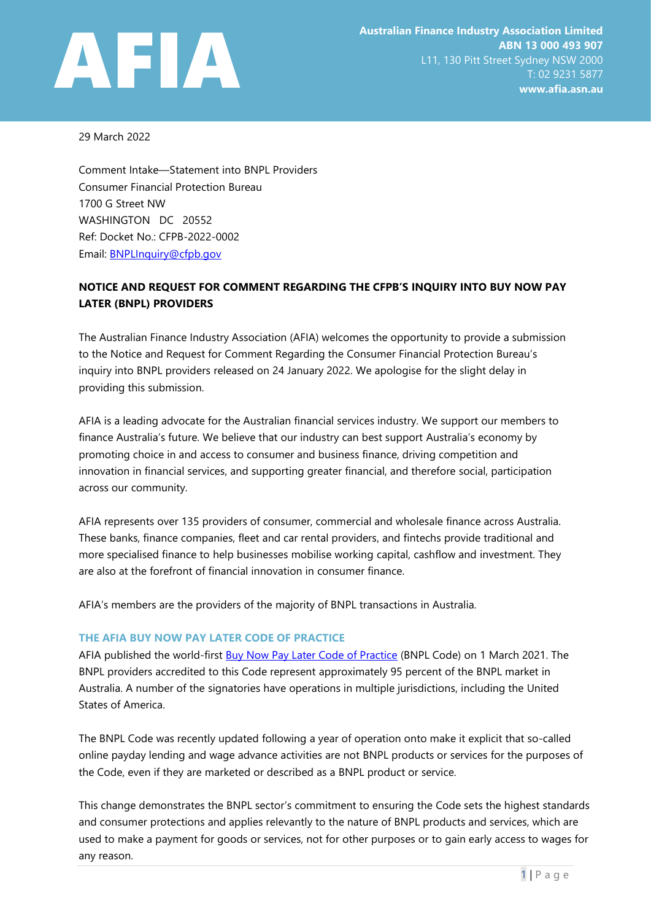**AFIA**

**Australian Finance Industry Association Limited**
**ABN 13 000 493 907**
L11, 130 Pitt Street Sydney NSW 2000
T: 02 9231 5877
**www.afia.asn.au**

29 March 2022

Comment Intake—Statement into BNPL Providers
Consumer Financial Protection Bureau
1700 G Street NW
WASHINGTON DC 20552
Ref: Docket No.: CFPB-2022-0002
Email: BNPLInquiry@cfpb.gov

**NOTICE AND REQUEST FOR COMMENT REGARDING THE CFPB'S INQUIRY INTO BUY NOW PAY LATER (BNPL) PROVIDERS**

The Australian Finance Industry Association (AFIA) welcomes the opportunity to provide a submission to the Notice and Request for Comment Regarding the Consumer Financial Protection Bureau's inquiry into BNPL providers released on 24 January 2022. We apologise for the slight delay in providing this submission.

AFIA is a leading advocate for the Australian financial services industry. We support our members to finance Australia's future. We believe that our industry can best support Australia's economy by promoting choice in and access to consumer and business finance, driving competition and innovation in financial services, and supporting greater financial, and therefore social, participation across our community.

AFIA represents over 135 providers of consumer, commercial and wholesale finance across Australia. These banks, finance companies, fleet and car rental providers, and fintechs provide traditional and more specialised finance to help businesses mobilise working capital, cashflow and investment. They are also at the forefront of financial innovation in consumer finance.

AFIA's members are the providers of the majority of BNPL transactions in Australia.

## THE AFIA BUY NOW PAY LATER CODE OF PRACTICE

AFIA published the world-first Buy Now Pay Later Code of Practice (BNPL Code) on 1 March 2021. The BNPL providers accredited to this Code represent approximately 95 percent of the BNPL market in Australia. A number of the signatories have operations in multiple jurisdictions, including the United States of America.

The BNPL Code was recently updated following a year of operation onto make it explicit that so-called online payday lending and wage advance activities are not BNPL products or services for the purposes of the Code, even if they are marketed or described as a BNPL product or service.

This change demonstrates the BNPL sector's commitment to ensuring the Code sets the highest standards and consumer protections and applies relevantly to the nature of BNPL products and services, which are used to make a payment for goods or services, not for other purposes or to gain early access to wages for any reason.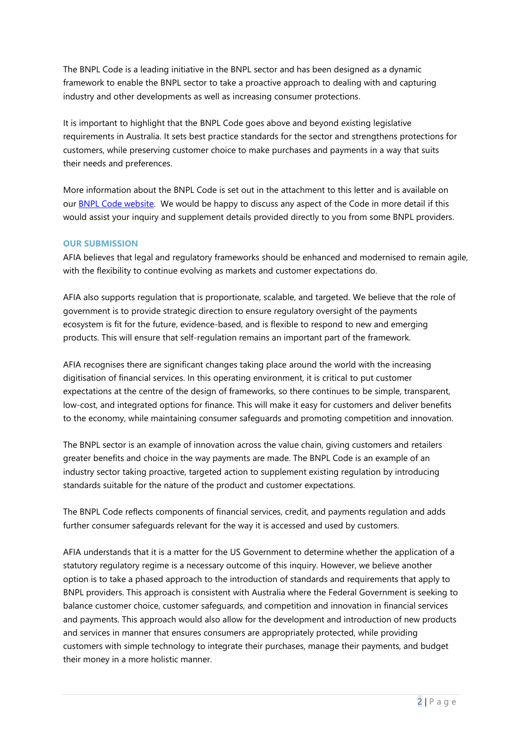The BNPL Code is a leading initiative in the BNPL sector and has been designed as a dynamic framework to enable the BNPL sector to take a proactive approach to dealing with and capturing industry and other developments as well as increasing consumer protections.

It is important to highlight that the BNPL Code goes above and beyond existing legislative requirements in Australia. It sets best practice standards for the sector and strengthens protections for customers, while preserving customer choice to make purchases and payments in a way that suits their needs and preferences.

More information about the BNPL Code is set out in the attachment to this letter and is available on our [BNPL Code website](). We would be happy to discuss any aspect of the Code in more detail if this would assist your inquiry and supplement details provided directly to you from some BNPL providers.

## OUR SUBMISSION

AFIA believes that legal and regulatory frameworks should be enhanced and modernised to remain agile, with the flexibility to continue evolving as markets and customer expectations do.

AFIA also supports regulation that is proportionate, scalable, and targeted. We believe that the role of government is to provide strategic direction to ensure regulatory oversight of the payments ecosystem is fit for the future, evidence-based, and is flexible to respond to new and emerging products. This will ensure that self-regulation remains an important part of the framework.

AFIA recognises there are significant changes taking place around the world with the increasing digitisation of financial services. In this operating environment, it is critical to put customer expectations at the centre of the design of frameworks, so there continues to be simple, transparent, low-cost, and integrated options for finance. This will make it easy for customers and deliver benefits to the economy, while maintaining consumer safeguards and promoting competition and innovation.

The BNPL sector is an example of innovation across the value chain, giving customers and retailers greater benefits and choice in the way payments are made. The BNPL Code is an example of an industry sector taking proactive, targeted action to supplement existing regulation by introducing standards suitable for the nature of the product and customer expectations.

The BNPL Code reflects components of financial services, credit, and payments regulation and adds further consumer safeguards relevant for the way it is accessed and used by customers.

AFIA understands that it is a matter for the US Government to determine whether the application of a statutory regulatory regime is a necessary outcome of this inquiry. However, we believe another option is to take a phased approach to the introduction of standards and requirements that apply to BNPL providers. This approach is consistent with Australia where the Federal Government is seeking to balance customer choice, customer safeguards, and competition and innovation in financial services and payments. This approach would also allow for the development and introduction of new products and services in manner that ensures consumers are appropriately protected, while providing customers with simple technology to integrate their purchases, manage their payments, and budget their money in a more holistic manner.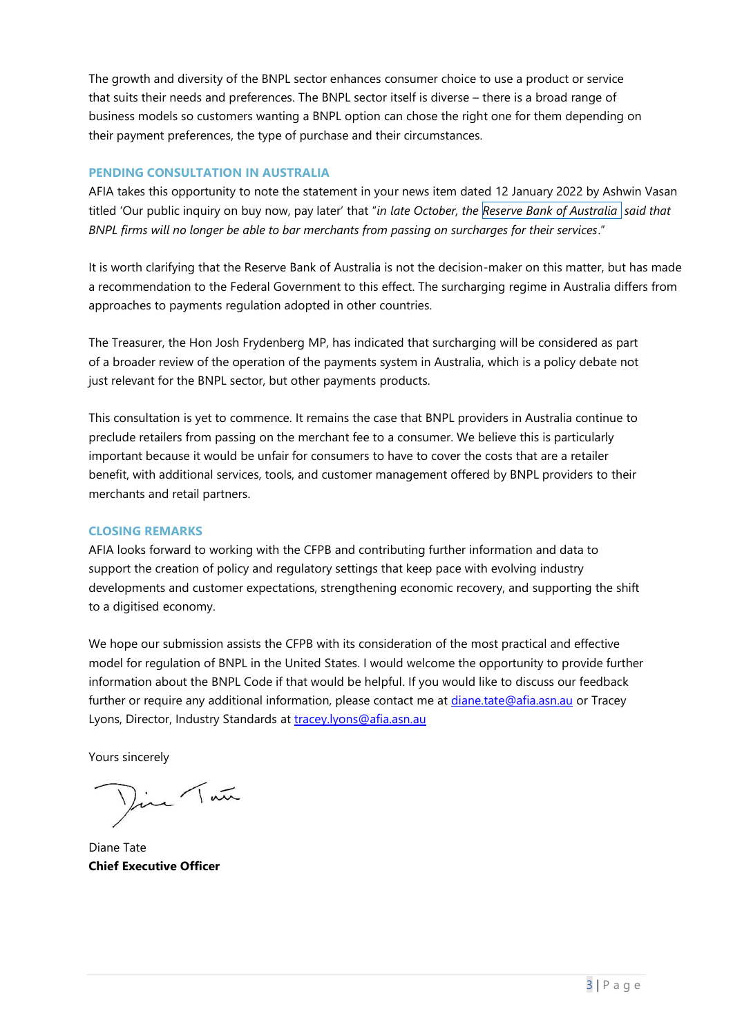The growth and diversity of the BNPL sector enhances consumer choice to use a product or service that suits their needs and preferences. The BNPL sector itself is diverse – there is a broad range of business models so customers wanting a BNPL option can chose the right one for them depending on their payment preferences, the type of purchase and their circumstances.

## PENDING CONSULTATION IN AUSTRALIA

AFIA takes this opportunity to note the statement in your news item dated 12 January 2022 by Ashwin Vasan titled 'Our public inquiry on buy now, pay later' that "*in late October, the Reserve Bank of Australia said that BNPL firms will no longer be able to bar merchants from passing on surcharges for their services*."

It is worth clarifying that the Reserve Bank of Australia is not the decision-maker on this matter, but has made a recommendation to the Federal Government to this effect. The surcharging regime in Australia differs from approaches to payments regulation adopted in other countries.

The Treasurer, the Hon Josh Frydenberg MP, has indicated that surcharging will be considered as part of a broader review of the operation of the payments system in Australia, which is a policy debate not just relevant for the BNPL sector, but other payments products.

This consultation is yet to commence. It remains the case that BNPL providers in Australia continue to preclude retailers from passing on the merchant fee to a consumer. We believe this is particularly important because it would be unfair for consumers to have to cover the costs that are a retailer benefit, with additional services, tools, and customer management offered by BNPL providers to their merchants and retail partners.

## CLOSING REMARKS

AFIA looks forward to working with the CFPB and contributing further information and data to support the creation of policy and regulatory settings that keep pace with evolving industry developments and customer expectations, strengthening economic recovery, and supporting the shift to a digitised economy.

We hope our submission assists the CFPB with its consideration of the most practical and effective model for regulation of BNPL in the United States. I would welcome the opportunity to provide further information about the BNPL Code if that would be helpful. If you would like to discuss our feedback further or require any additional information, please contact me at diane.tate@afia.asn.au or Tracey Lyons, Director, Industry Standards at tracey.lyons@afia.asn.au

Yours sincerely

Diane Tate
**Chief Executive Officer**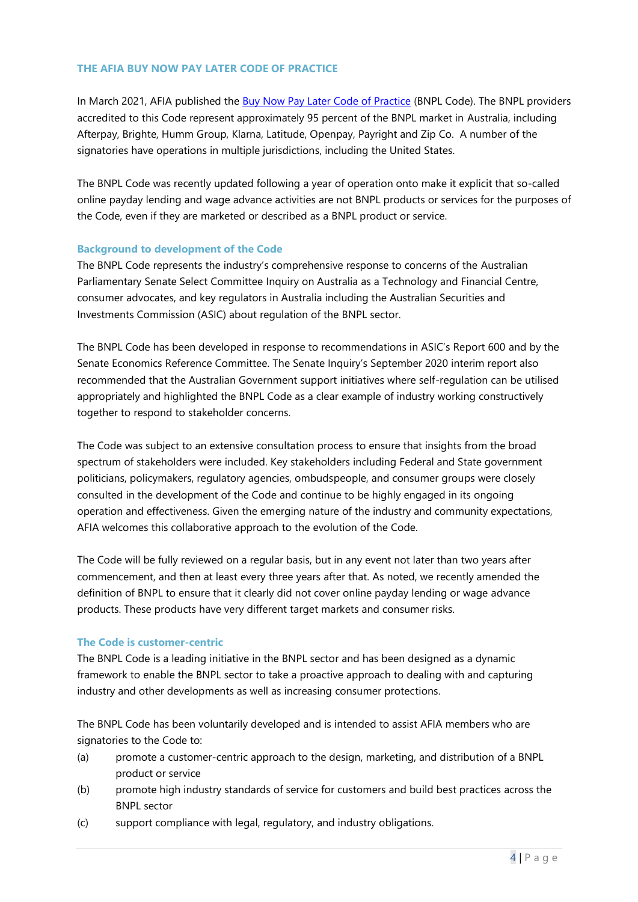## THE AFIA BUY NOW PAY LATER CODE OF PRACTICE

In March 2021, AFIA published the [Buy Now Pay Later Code of Practice]() (BNPL Code). The BNPL providers accredited to this Code represent approximately 95 percent of the BNPL market in Australia, including Afterpay, Brighte, Humm Group, Klarna, Latitude, Openpay, Payright and Zip Co. A number of the signatories have operations in multiple jurisdictions, including the United States.

The BNPL Code was recently updated following a year of operation onto to make it explicit that so-called online payday lending and wage advance activities are not BNPL products or services for the purposes of the Code, even if they are marketed or described as a BNPL product or service.

### Background to development of the Code

The BNPL Code represents the industry's comprehensive response to concerns of the Australian Parliamentary Senate Select Committee Inquiry on Australia as a Technology and Financial Centre, consumer advocates, and key regulators in Australia including the Australian Securities and Investments Commission (ASIC) about regulation of the BNPL sector.

The BNPL Code has been developed in response to recommendations in ASIC's Report 600 and by the Senate Economics Reference Committee. The Senate Inquiry's September 2020 interim report also recommended that the Australian Government support initiatives where self-regulation can be utilised appropriately and highlighted the BNPL Code as a clear example of industry working constructively together to respond to stakeholder concerns.

The Code was subject to an extensive consultation process to ensure that insights from the broad spectrum of stakeholders were included. Key stakeholders including Federal and State government politicians, policymakers, regulatory agencies, ombudspeople, and consumer groups were closely consulted in the development of the Code and continue to be highly engaged in its ongoing operation and effectiveness. Given the emerging nature of the industry and community expectations, AFIA welcomes this collaborative approach to the evolution of the Code.

The Code will be fully reviewed on a regular basis, but in any event not later than two years after commencement, and then at least every three years after that. As noted, we recently amended the definition of BNPL to ensure that it clearly did not cover online payday lending or wage advance products. These products have very different target markets and consumer risks.

### The Code is customer-centric

The BNPL Code is a leading initiative in the BNPL sector and has been designed as a dynamic framework to enable the BNPL sector to take a proactive approach to dealing with and capturing industry and other developments as well as increasing consumer protections.

The BNPL Code has been voluntarily developed and is intended to assist AFIA members who are signatories to the Code to:

(a) promote a customer-centric approach to the design, marketing, and distribution of a BNPL product or service

(b) promote high industry standards of service for customers and build best practices across the BNPL sector

(c) support compliance with legal, regulatory, and industry obligations.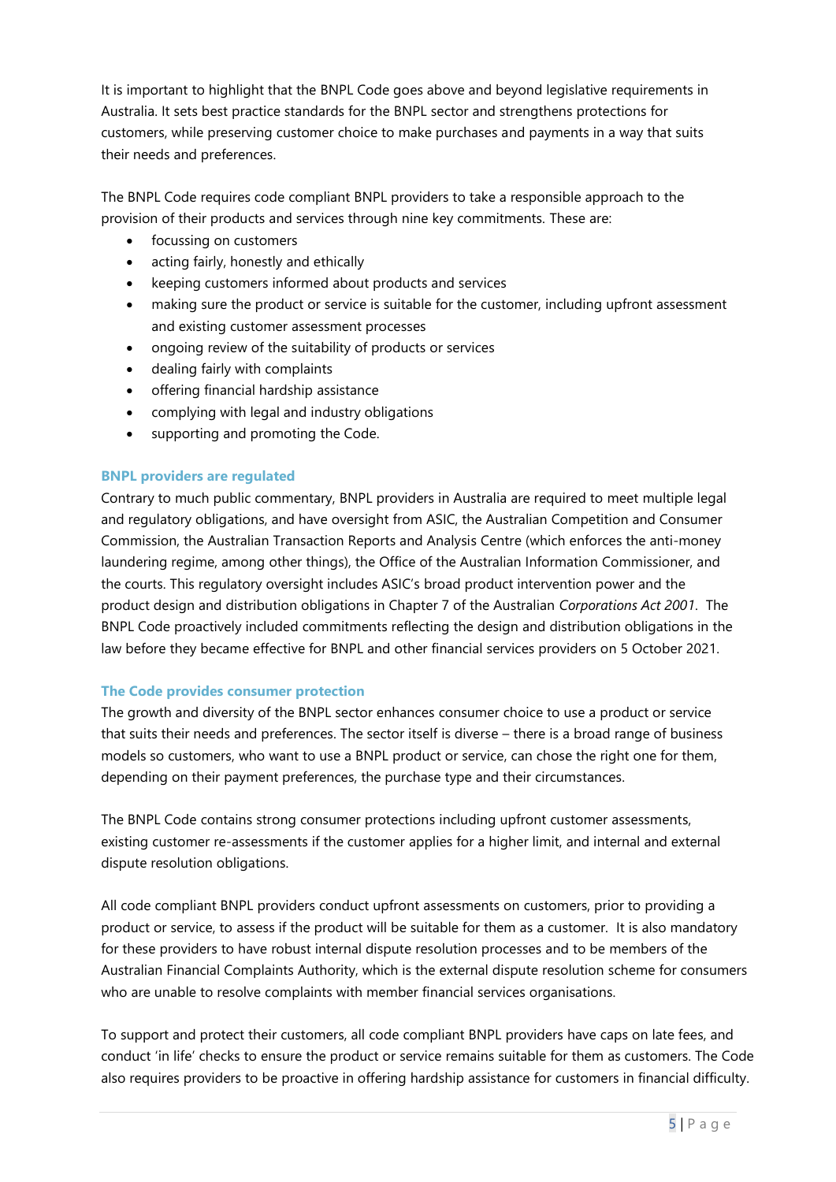It is important to highlight that the BNPL Code goes above and beyond legislative requirements in Australia. It sets best practice standards for the BNPL sector and strengthens protections for customers, while preserving customer choice to make purchases and payments in a way that suits their needs and preferences.

The BNPL Code requires code compliant BNPL providers to take a responsible approach to the provision of their products and services through nine key commitments. These are:

- focussing on customers
- acting fairly, honestly and ethically
- keeping customers informed about products and services
- making sure the product or service is suitable for the customer, including upfront assessment and existing customer assessment processes
- ongoing review of the suitability of products or services
- dealing fairly with complaints
- offering financial hardship assistance
- complying with legal and industry obligations
- supporting and promoting the Code.

### BNPL providers are regulated

Contrary to much public commentary, BNPL providers in Australia are required to meet multiple legal and regulatory obligations, and have oversight from ASIC, the Australian Competition and Consumer Commission, the Australian Transaction Reports and Analysis Centre (which enforces the anti-money laundering regime, among other things), the Office of the Australian Information Commissioner, and the courts. This regulatory oversight includes ASIC's broad product intervention power and the product design and distribution obligations in Chapter 7 of the Australian *Corporations Act 2001*. The BNPL Code proactively included commitments reflecting the design and distribution obligations in the law before they became effective for BNPL and other financial services providers on 5 October 2021.

### The Code provides consumer protection

The growth and diversity of the BNPL sector enhances consumer choice to use a product or service that suits their needs and preferences. The sector itself is diverse – there is a broad range of business models so customers, who want to use a BNPL product or service, can chose the right one for them, depending on their payment preferences, the purchase type and their circumstances.

The BNPL Code contains strong consumer protections including upfront customer assessments, existing customer re-assessments if the customer applies for a higher limit, and internal and external dispute resolution obligations.

All code compliant BNPL providers conduct upfront assessments on customers, prior to providing a product or service, to assess if the product will be suitable for them as a customer. It is also mandatory for these providers to have robust internal dispute resolution processes and to be members of the Australian Financial Complaints Authority, which is the external dispute resolution scheme for consumers who are unable to resolve complaints with member financial services organisations.

To support and protect their customers, all code compliant BNPL providers have caps on late fees, and conduct 'in life' checks to ensure the product or service remains suitable for them as customers. The Code also requires providers to be proactive in offering hardship assistance for customers in financial difficulty.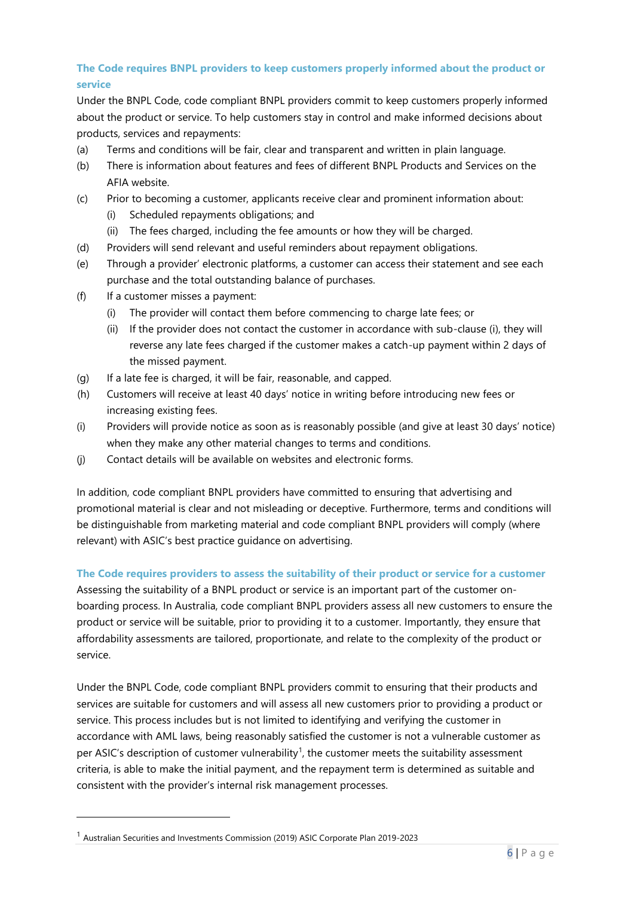### The Code requires BNPL providers to keep customers properly informed about the product or service

Under the BNPL Code, code compliant BNPL providers commit to keep customers properly informed about the product or service. To help customers stay in control and make informed decisions about products, services and repayments:

(a) Terms and conditions will be fair, clear and transparent and written in plain language.

(b) There is information about features and fees of different BNPL Products and Services on the AFIA website.

(c) Prior to becoming a customer, applicants receive clear and prominent information about:
   (i) Scheduled repayments obligations; and
   (ii) The fees charged, including the fee amounts or how they will be charged.

(d) Providers will send relevant and useful reminders about repayment obligations.

(e) Through a provider' electronic platforms, a customer can access their statement and see each purchase and the total outstanding balance of purchases.

(f) If a customer misses a payment:
   (i) The provider will contact them before commencing to charge late fees; or
   (ii) If the provider does not contact the customer in accordance with sub-clause (i), they will reverse any late fees charged if the customer makes a catch-up payment within 2 days of the missed payment.

(g) If a late fee is charged, it will be fair, reasonable, and capped.

(h) Customers will receive at least 40 days' notice in writing before introducing new fees or increasing existing fees.

(i) Providers will provide notice as soon as is reasonably possible (and give at least 30 days' notice) when they make any other material changes to terms and conditions.

(j) Contact details will be available on websites and electronic forms.

In addition, code compliant BNPL providers have committed to ensuring that advertising and promotional material is clear and not misleading or deceptive. Furthermore, terms and conditions will be distinguishable from marketing material and code compliant BNPL providers will comply (where relevant) with ASIC's best practice guidance on advertising.

### The Code requires providers to assess the suitability of their product or service for a customer

Assessing the suitability of a BNPL product or service is an important part of the customer on-boarding process. In Australia, code compliant BNPL providers assess all new customers to ensure the product or service will be suitable, prior to providing it to a customer. Importantly, they ensure that affordability assessments are tailored, proportionate, and relate to the complexity of the product or service.

Under the BNPL Code, code compliant BNPL providers commit to ensuring that their products and services are suitable for customers and will assess all new customers prior to providing a product or service. This process includes but is not limited to identifying and verifying the customer in accordance with AML laws, being reasonably satisfied the customer is not a vulnerable customer as per ASIC's description of customer vulnerability[1], the customer meets the suitability assessment criteria, is able to make the initial payment, and the repayment term is determined as suitable and consistent with the provider's internal risk management processes.

---

[1] Australian Securities and Investments Commission (2019) ASIC Corporate Plan 2019-2023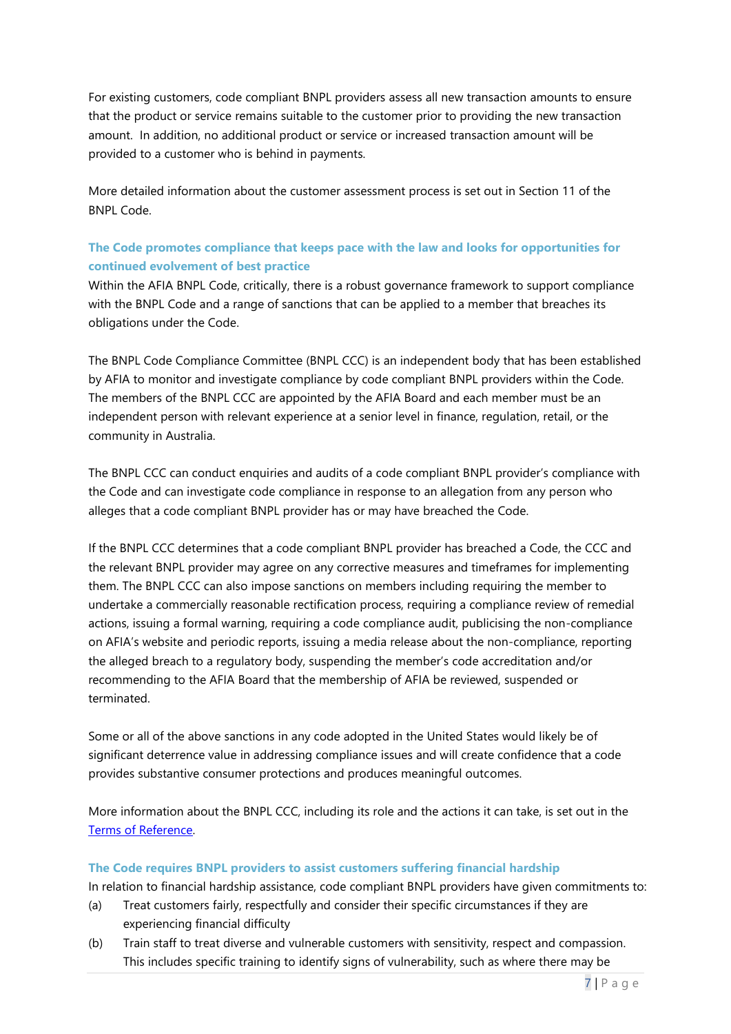For existing customers, code compliant BNPL providers assess all new transaction amounts to ensure that the product or service remains suitable to the customer prior to providing the new transaction amount. In addition, no additional product or service or increased transaction amount will be provided to a customer who is behind in payments.

More detailed information about the customer assessment process is set out in Section 11 of the BNPL Code.

### The Code promotes compliance that keeps pace with the law and looks for opportunities for continued evolvement of best practice

Within the AFIA BNPL Code, critically, there is a robust governance framework to support compliance with the BNPL Code and a range of sanctions that can be applied to a member that breaches its obligations under the Code.

The BNPL Code Compliance Committee (BNPL CCC) is an independent body that has been established by AFIA to monitor and investigate compliance by code compliant BNPL providers within the Code. The members of the BNPL CCC are appointed by the AFIA Board and each member must be an independent person with relevant experience at a senior level in finance, regulation, retail, or the community in Australia.

The BNPL CCC can conduct enquiries and audits of a code compliant BNPL provider's compliance with the Code and can investigate code compliance in response to an allegation from any person who alleges that a code compliant BNPL provider has or may have breached the Code.

If the BNPL CCC determines that a code compliant BNPL provider has breached a Code, the CCC and the relevant BNPL provider may agree on any corrective measures and timeframes for implementing them. The BNPL CCC can also impose sanctions on members including requiring the member to undertake a commercially reasonable rectification process, requiring a compliance review of remedial actions, issuing a formal warning, requiring a code compliance audit, publicising the non-compliance on AFIA's website and periodic reports, issuing a media release about the non-compliance, reporting the alleged breach to a regulatory body, suspending the member's code accreditation and/or recommending to the AFIA Board that the membership of AFIA be reviewed, suspended or terminated.

Some or all of the above sanctions in any code adopted in the United States would likely be of significant deterrence value in addressing compliance issues and will create confidence that a code provides substantive consumer protections and produces meaningful outcomes.

More information about the BNPL CCC, including its role and the actions it can take, is set out in the [Terms of Reference](Terms of Reference).

### The Code requires BNPL providers to assist customers suffering financial hardship

In relation to financial hardship assistance, code compliant BNPL providers have given commitments to:

(a) Treat customers fairly, respectfully and consider their specific circumstances if they are experiencing financial difficulty

(b) Train staff to treat diverse and vulnerable customers with sensitivity, respect and compassion. This includes specific training to identify signs of vulnerability, such as where there may be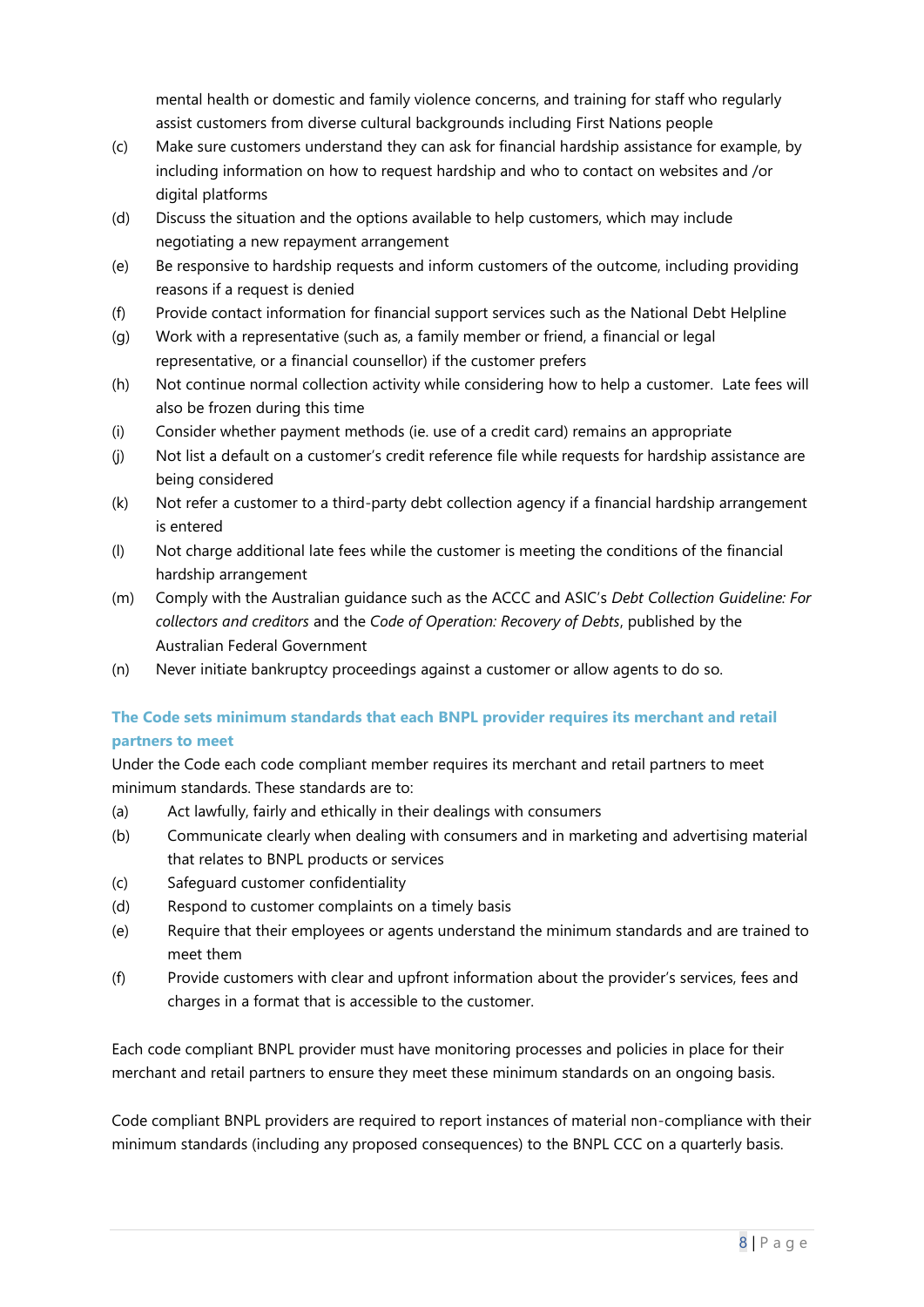mental health or domestic and family violence concerns, and training for staff who regularly assist customers from diverse cultural backgrounds including First Nations people

(c) Make sure customers understand they can ask for financial hardship assistance for example, by including information on how to request hardship and who to contact on websites and /or digital platforms

(d) Discuss the situation and the options available to help customers, which may include negotiating a new repayment arrangement

(e) Be responsive to hardship requests and inform customers of the outcome, including providing reasons if a request is denied

(f) Provide contact information for financial support services such as the National Debt Helpline

(g) Work with a representative (such as, a family member or friend, a financial or legal representative, or a financial counsellor) if the customer prefers

(h) Not continue normal collection activity while considering how to help a customer. Late fees will also be frozen during this time

(i) Consider whether payment methods (ie. use of a credit card) remains an appropriate

(j) Not list a default on a customer's credit reference file while requests for hardship assistance are being considered

(k) Not refer a customer to a third-party debt collection agency if a financial hardship arrangement is entered

(l) Not charge additional late fees while the customer is meeting the conditions of the financial hardship arrangement

(m) Comply with the Australian guidance such as the ACCC and ASIC's *Debt Collection Guideline: For collectors and creditors* and the *Code of Operation: Recovery of Debts*, published by the Australian Federal Government

(n) Never initiate bankruptcy proceedings against a customer or allow agents to do so.

### The Code sets minimum standards that each BNPL provider requires its merchant and retail partners to meet

Under the Code each code compliant member requires its merchant and retail partners to meet minimum standards. These standards are to:

(a) Act lawfully, fairly and ethically in their dealings with consumers

(b) Communicate clearly when dealing with consumers and in marketing and advertising material that relates to BNPL products or services

(c) Safeguard customer confidentiality

(d) Respond to customer complaints on a timely basis

(e) Require that their employees or agents understand the minimum standards and are trained to meet them

(f) Provide customers with clear and upfront information about the provider's services, fees and charges in a format that is accessible to the customer.

Each code compliant BNPL provider must have monitoring processes and policies in place for their merchant and retail partners to ensure they meet these minimum standards on an ongoing basis.

Code compliant BNPL providers are required to report instances of material non-compliance with their minimum standards (including any proposed consequences) to the BNPL CCC on a quarterly basis.